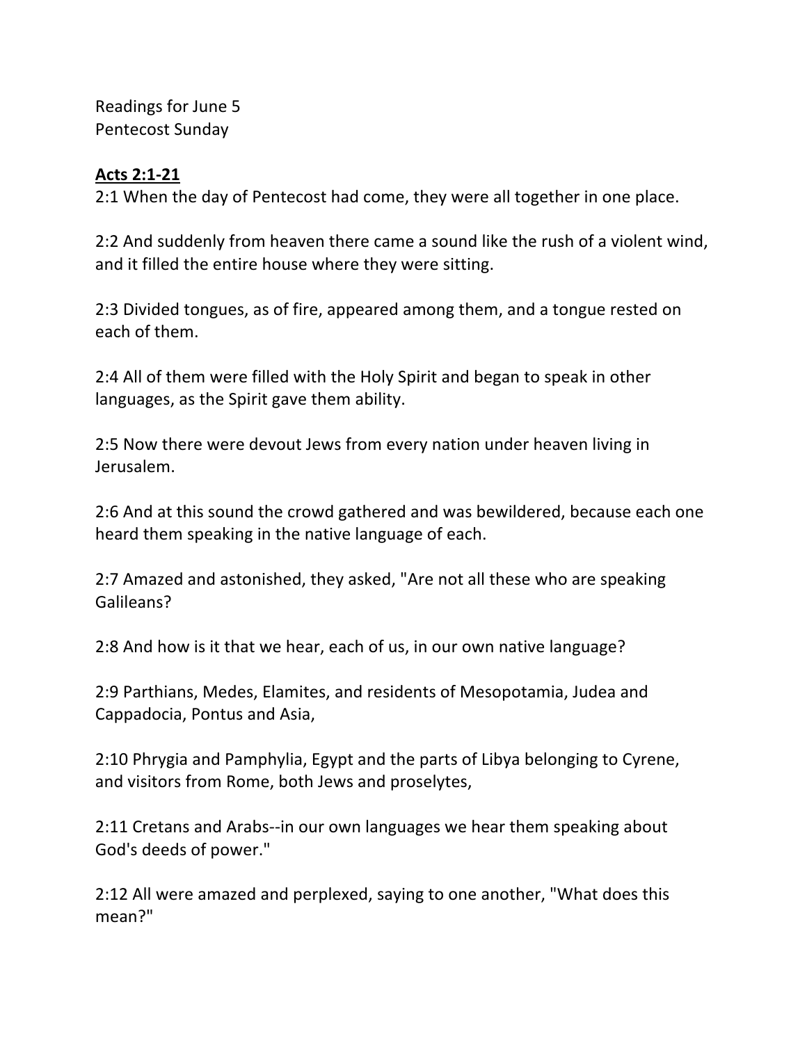Readings for June 5
Pentecost Sunday

**<u>Acts 2:1-21</u>**

2:1 When the day of Pentecost had come, they were all together in one place.

2:2 And suddenly from heaven there came a sound like the rush of a violent wind, and it filled the entire house where they were sitting.

2:3 Divided tongues, as of fire, appeared among them, and a tongue rested on each of them.

2:4 All of them were filled with the Holy Spirit and began to speak in other languages, as the Spirit gave them ability.

2:5 Now there were devout Jews from every nation under heaven living in Jerusalem.

2:6 And at this sound the crowd gathered and was bewildered, because each one heard them speaking in the native language of each.

2:7 Amazed and astonished, they asked, "Are not all these who are speaking Galileans?

2:8 And how is it that we hear, each of us, in our own native language?

2:9 Parthians, Medes, Elamites, and residents of Mesopotamia, Judea and Cappadocia, Pontus and Asia,

2:10 Phrygia and Pamphylia, Egypt and the parts of Libya belonging to Cyrene, and visitors from Rome, both Jews and proselytes,

2:11 Cretans and Arabs--in our own languages we hear them speaking about God's deeds of power."

2:12 All were amazed and perplexed, saying to one another, "What does this mean?"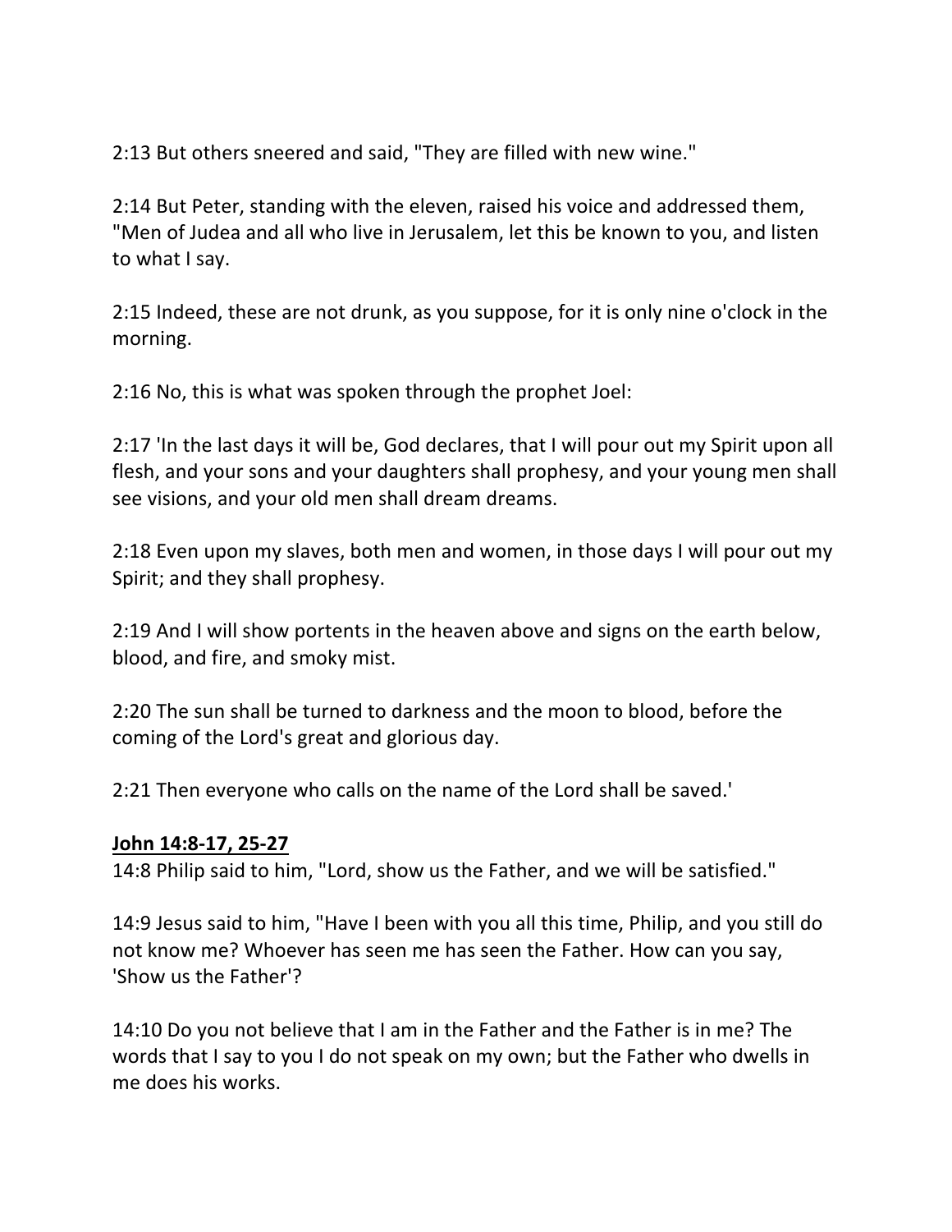2:13 But others sneered and said, "They are filled with new wine."

2:14 But Peter, standing with the eleven, raised his voice and addressed them, "Men of Judea and all who live in Jerusalem, let this be known to you, and listen to what I say.

2:15 Indeed, these are not drunk, as you suppose, for it is only nine o'clock in the morning.

2:16 No, this is what was spoken through the prophet Joel:

2:17 'In the last days it will be, God declares, that I will pour out my Spirit upon all flesh, and your sons and your daughters shall prophesy, and your young men shall see visions, and your old men shall dream dreams.

2:18 Even upon my slaves, both men and women, in those days I will pour out my Spirit; and they shall prophesy.

2:19 And I will show portents in the heaven above and signs on the earth below, blood, and fire, and smoky mist.

2:20 The sun shall be turned to darkness and the moon to blood, before the coming of the Lord's great and glorious day.

2:21 Then everyone who calls on the name of the Lord shall be saved.'

**John 14:8-17, 25-27**

14:8 Philip said to him, "Lord, show us the Father, and we will be satisfied."

14:9 Jesus said to him, "Have I been with you all this time, Philip, and you still do not know me? Whoever has seen me has seen the Father. How can you say, 'Show us the Father'?

14:10 Do you not believe that I am in the Father and the Father is in me? The words that I say to you I do not speak on my own; but the Father who dwells in me does his works.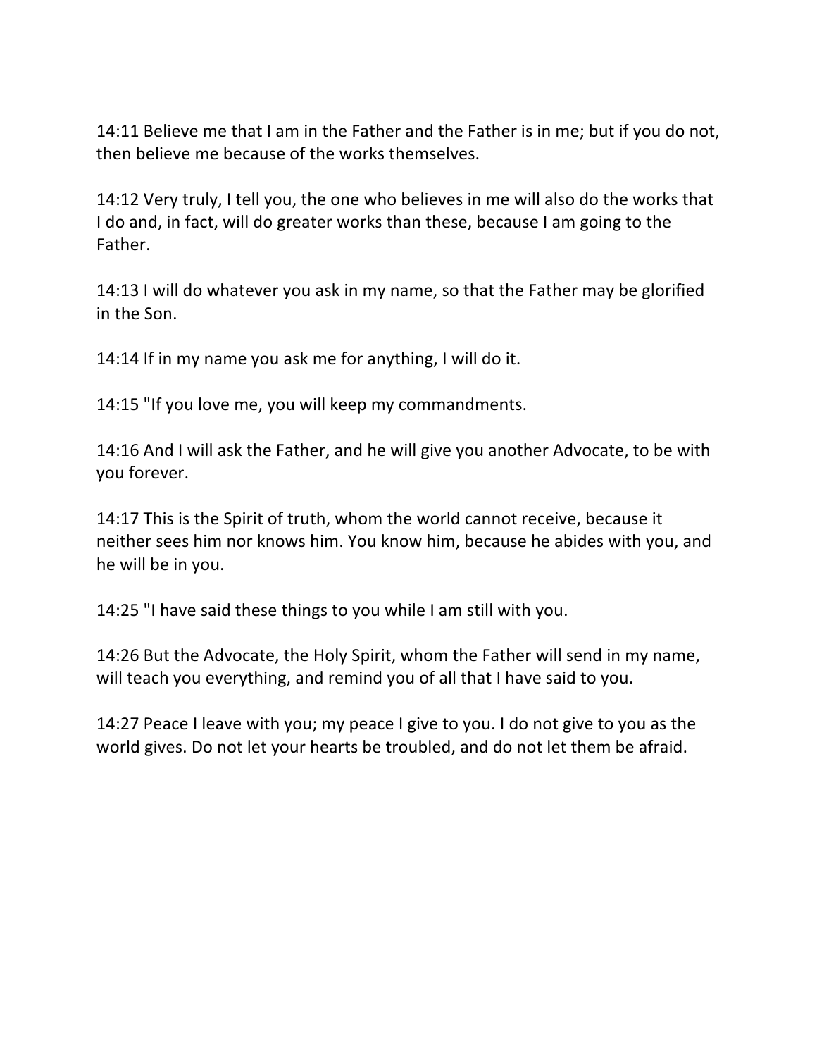14:11 Believe me that I am in the Father and the Father is in me; but if you do not, then believe me because of the works themselves.

14:12 Very truly, I tell you, the one who believes in me will also do the works that I do and, in fact, will do greater works than these, because I am going to the Father.

14:13 I will do whatever you ask in my name, so that the Father may be glorified in the Son.

14:14 If in my name you ask me for anything, I will do it.

14:15 "If you love me, you will keep my commandments.

14:16 And I will ask the Father, and he will give you another Advocate, to be with you forever.

14:17 This is the Spirit of truth, whom the world cannot receive, because it neither sees him nor knows him. You know him, because he abides with you, and he will be in you.

14:25 "I have said these things to you while I am still with you.

14:26 But the Advocate, the Holy Spirit, whom the Father will send in my name, will teach you everything, and remind you of all that I have said to you.

14:27 Peace I leave with you; my peace I give to you. I do not give to you as the world gives. Do not let your hearts be troubled, and do not let them be afraid.